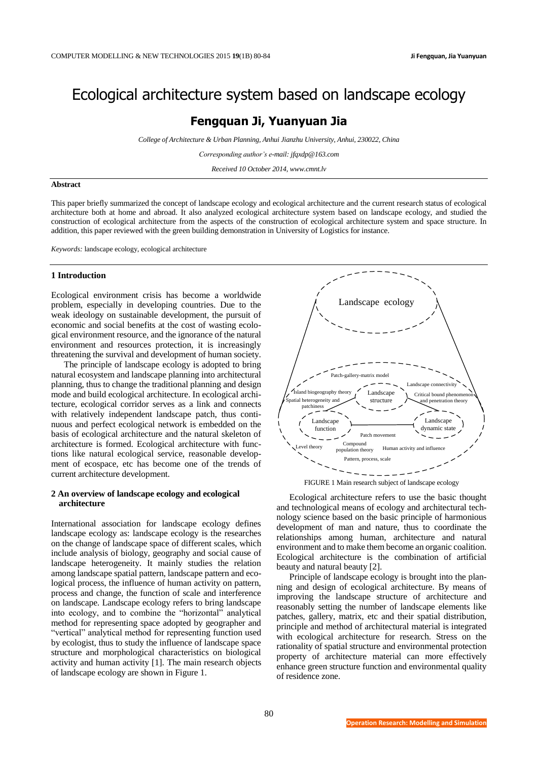# Ecological architecture system based on landscape ecology

## Fengquan Ji, Yuanyuan Jia

*College of Architecture & Urban Planning, Anhui Jianzhu University, Anhui, 230022, China*

*Corresponding author's e-mail: jfqxdp@163.com*

*Received 10 October 2014, www.cmnt.lv*

### Abstract

This paper briefly summarized the concept of landscape ecology and ecological architecture and the current research status of ecological architecture both at home and abroad. It also analyzed ecological architecture system based on landscape ecology, and studied the construction of ecological architecture from the aspects of the construction of ecological architecture system and space structure. In addition, this paper reviewed with the green building demonstration in University of Logistics for instance.

*Keywords:* landscape ecology, ecological architecture

## 1 Introduction

Ecological environment crisis has become a worldwide problem, especially in developing countries. Due to the weak ideology on sustainable development, the pursuit of economic and social benefits at the cost of wasting ecological environment resource, and the ignorance of the natural environment and resources protection, it is increasingly threatening the survival and development of human society.

The principle of landscape ecology is adopted to bring natural ecosystem and landscape planning into architectural planning, thus to change the traditional planning and design mode and build ecological architecture. In ecological architecture, ecological corridor serves as a link and connects with relatively independent landscape patch, thus continuous and perfect ecological network is embedded on the basis of ecological architecture and the natural skeleton of architecture is formed. Ecological architecture with functions like natural ecological service, reasonable development of ecospace, etc has become one of the trends of current architecture development.

## 2 An overview of landscape ecology and ecological architecture

International association for landscape ecology defines landscape ecology as: landscape ecology is the researches on the change of landscape space of different scales, which include analysis of biology, geography and social cause of landscape heterogeneity. It mainly studies the relation among landscape spatial pattern, landscape pattern and ecological process, the influence of human activity on pattern, process and change, the function of scale and interference on landscape. Landscape ecology refers to bring landscape into ecology, and to combine the "horizontal" analytical method for representing space adopted by geographer and "vertical" analytical method for representing function used by ecologist, thus to study the influence of landscape space structure and morphological characteristics on biological activity and human activity [1]. The main research objects of landscape ecology are shown in Figure 1.

Landscape ecology

Patch-gallery-matrix model | Landscape connectivity | Island biogeography theory | Landscape structure | Critical bound phenomenon and penetration theory | Spatial heterogeneity and patchiness | Landscape function | Landscape dynamic state | Patch movement | Level theory | Compound population theory | Human activity and influence | Pattern, process, scale

FIGURE 1 Main research subject of landscape ecology

Ecological architecture refers to use the basic thought and technological means of ecology and architectural technology science based on the basic principle of harmonious development of man and nature, thus to coordinate the relationships among human, architecture and natural environment and to make them become an organic coalition. Ecological architecture is the combination of artificial beauty and natural beauty [2].

Principle of landscape ecology is brought into the planning and design of ecological architecture. By means of improving the landscape structure of architecture and reasonably setting the number of landscape elements like patches, gallery, matrix, etc and their spatial distribution, principle and method of architectural material is integrated with ecological architecture for research. Stress on the rationality of spatial structure and environmental protection property of architecture material can more effectively enhance green structure function and environmental quality of residence zone.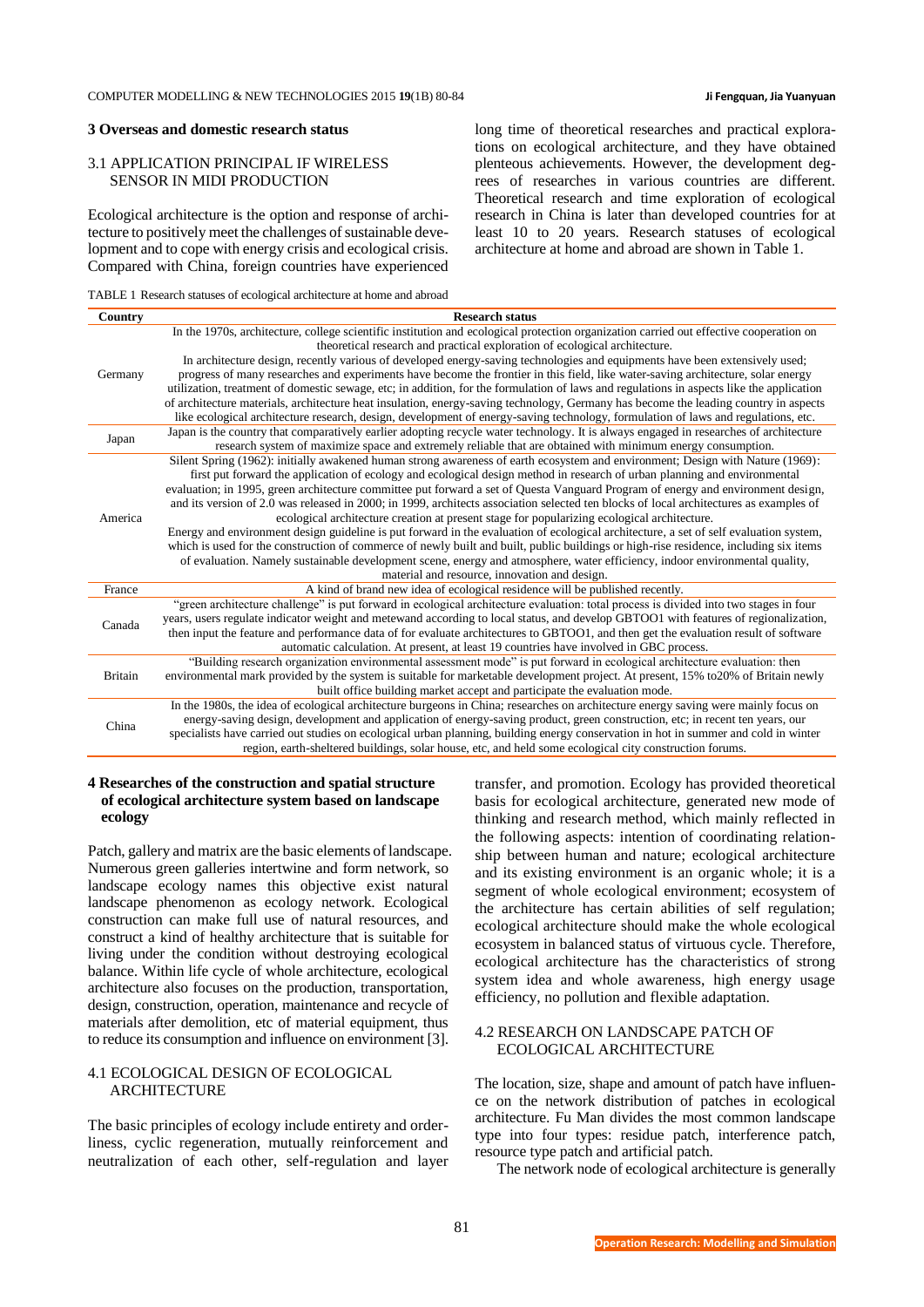## 3 Overseas and domestic research status

### 3.1 APPLICATION PRINCIPAL IF WIRELESS SENSOR IN MIDI PRODUCTION

Ecological architecture is the option and response of architecture to positively meet the challenges of sustainable development and to cope with energy crisis and ecological crisis. Compared with China, foreign countries have experienced long time of theoretical researches and practical explorations on ecological architecture, and they have obtained plenteous achievements. However, the development degrees of researches in various countries are different. Theoretical research and time exploration of ecological research in China is later than developed countries for at least 10 to 20 years. Research statuses of ecological architecture at home and abroad are shown in Table 1.

TABLE 1 Research statuses of ecological architecture at home and abroad

| Country | Research status |
|---|---|
| Germany | In the 1970s, architecture, college scientific institution and ecological protection organization carried out effective cooperation on theoretical research and practical exploration of ecological architecture. In architecture design, recently various of developed energy-saving technologies and equipments have been extensively used; progress of many researches and experiments have become the frontier in this field, like water-saving architecture, solar energy utilization, treatment of domestic sewage, etc; in addition, for the formulation of laws and regulations in aspects like the application of architecture materials, architecture heat insulation, energy-saving technology, Germany has become the leading country in aspects like ecological architecture research, design, development of energy-saving technology, formulation of laws and regulations, etc. |
| Japan | Japan is the country that comparatively earlier adopting recycle water technology. It is always engaged in researches of architecture research system of maximize space and extremely reliable that are obtained with minimum energy consumption. |
| America | Silent Spring (1962): initially awakened human strong awareness of earth ecosystem and environment; Design with Nature (1969): first put forward the application of ecology and ecological design method in research of urban planning and environmental evaluation; in 1995, green architecture committee put forward a set of Questa Vanguard Program of energy and environment design, and its version of 2.0 was released in 2000; in 1999, architects association selected ten blocks of local architectures as examples of ecological architecture creation at present stage for popularizing ecological architecture. Energy and environment design guideline is put forward in the evaluation of ecological architecture, a set of self evaluation system, which is used for the construction of commerce of newly built and built, public buildings or high-rise residence, including six items of evaluation. Namely sustainable development scene, energy and atmosphere, water efficiency, indoor environmental quality, material and resource, innovation and design. |
| France | A kind of brand new idea of ecological residence will be published recently. |
| Canada | "green architecture challenge" is put forward in ecological architecture evaluation: total process is divided into two stages in four years, users regulate indicator weight and metewand according to local status, and develop GBTOO1 with features of regionalization, then input the feature and performance data of for evaluate architectures to GBTOO1, and then get the evaluation result of software automatic calculation. At present, at least 19 countries have involved in GBC process. |
| Britain | "Building research organization environmental assessment mode" is put forward in ecological architecture evaluation: then environmental mark provided by the system is suitable for marketable development project. At present, 15% to20% of Britain newly built office building market accept and participate the evaluation mode. |
| China | In the 1980s, the idea of ecological architecture burgeons in China; researches on architecture energy saving were mainly focus on energy-saving design, development and application of energy-saving product, green construction, etc; in recent ten years, our specialists have carried out studies on ecological urban planning, building energy conservation in hot in summer and cold in winter region, earth-sheltered buildings, solar house, etc, and held some ecological city construction forums. |

## 4 Researches of the construction and spatial structure of ecological architecture system based on landscape ecology

Patch, gallery and matrix are the basic elements of landscape. Numerous green galleries intertwine and form network, so landscape ecology names this objective exist natural landscape phenomenon as ecology network. Ecological construction can make full use of natural resources, and construct a kind of healthy architecture that is suitable for living under the condition without destroying ecological balance. Within life cycle of whole architecture, ecological architecture also focuses on the production, transportation, design, construction, operation, maintenance and recycle of materials after demolition, etc of material equipment, thus to reduce its consumption and influence on environment [3].

### 4.1 ECOLOGICAL DESIGN OF ECOLOGICAL ARCHITECTURE

The basic principles of ecology include entirety and orderliness, cyclic regeneration, mutually reinforcement and neutralization of each other, self-regulation and layer transfer, and promotion. Ecology has provided theoretical basis for ecological architecture, generated new mode of thinking and research method, which mainly reflected in the following aspects: intention of coordinating relationship between human and nature; ecological architecture and its existing environment is an organic whole; it is a segment of whole ecological environment; ecosystem of the architecture has certain abilities of self regulation; ecological architecture should make the whole ecological ecosystem in balanced status of virtuous cycle. Therefore, ecological architecture has the characteristics of strong system idea and whole awareness, high energy usage efficiency, no pollution and flexible adaptation.

### 4.2 RESEARCH ON LANDSCAPE PATCH OF ECOLOGICAL ARCHITECTURE

The location, size, shape and amount of patch have influence on the network distribution of patches in ecological architecture. Fu Man divides the most common landscape type into four types: residue patch, interference patch, resource type patch and artificial patch.

The network node of ecological architecture is generally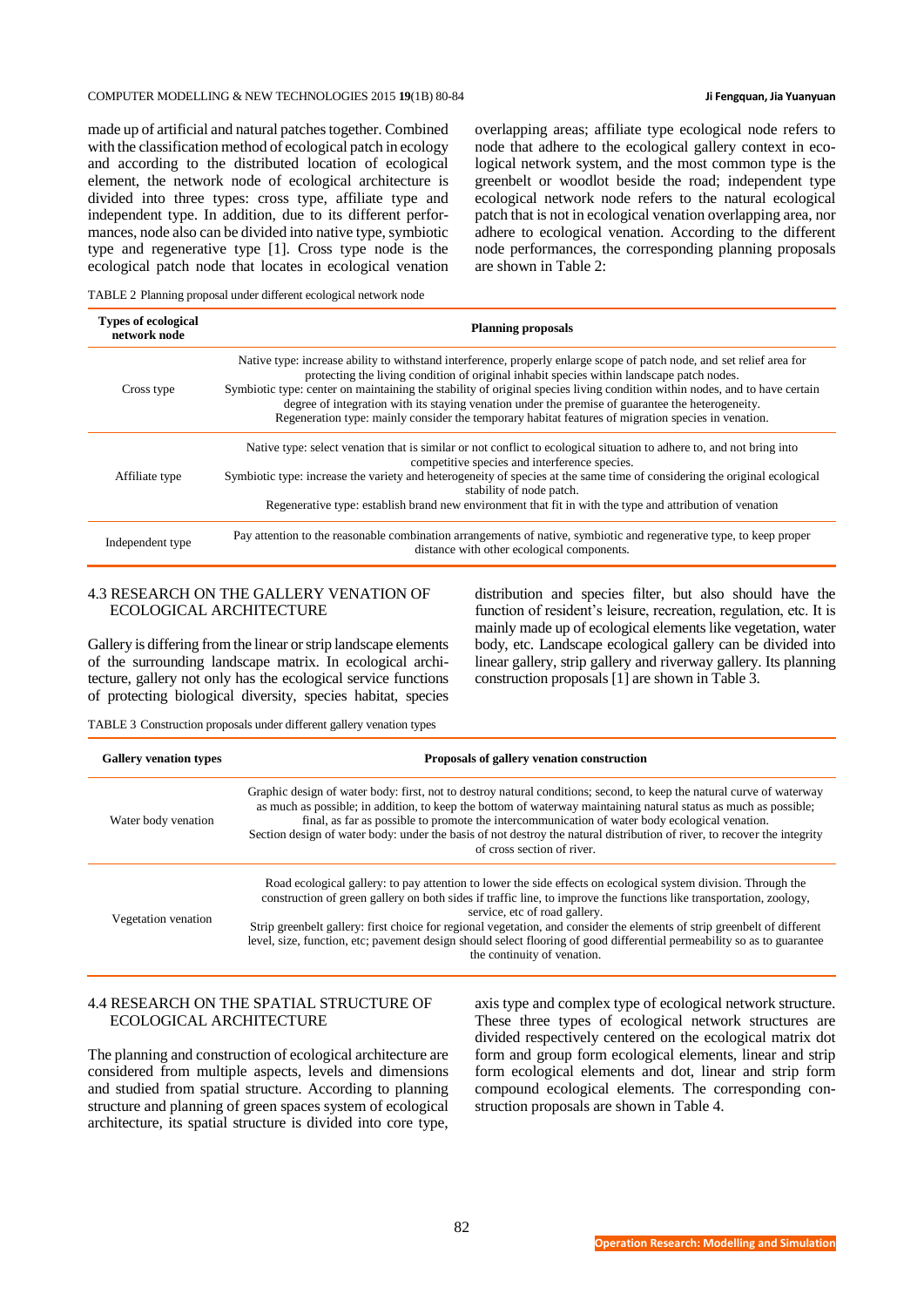made up of artificial and natural patches together. Combined with the classification method of ecological patch in ecology and according to the distributed location of ecological element, the network node of ecological architecture is divided into three types: cross type, affiliate type and independent type. In addition, due to its different performances, node also can be divided into native type, symbiotic type and regenerative type [1]. Cross type node is the ecological patch node that locates in ecological venation overlapping areas; affiliate type ecological node refers to node that adhere to the ecological gallery context in ecological network system, and the most common type is the greenbelt or woodlot beside the road; independent type ecological network node refers to the natural ecological patch that is not in ecological venation overlapping area, nor adhere to ecological venation. According to the different node performances, the corresponding planning proposals are shown in Table 2:

TABLE 2 Planning proposal under different ecological network node

| Types of ecological network node | Planning proposals |
|---|---|
| Cross type | Native type: increase ability to withstand interference, properly enlarge scope of patch node, and set relief area for protecting the living condition of original inhabit species within landscape patch nodes. Symbiotic type: center on maintaining the stability of original species living condition within nodes, and to have certain degree of integration with its staying venation under the premise of guarantee the heterogeneity. Regeneration type: mainly consider the temporary habitat features of migration species in venation. |
| Affiliate type | Native type: select venation that is similar or not conflict to ecological situation to adhere to, and not bring into competitive species and interference species. Symbiotic type: increase the variety and heterogeneity of species at the same time of considering the original ecological stability of node patch. Regenerative type: establish brand new environment that fit in with the type and attribution of venation |
| Independent type | Pay attention to the reasonable combination arrangements of native, symbiotic and regenerative type, to keep proper distance with other ecological components. |

## 4.3 RESEARCH ON THE GALLERY VENATION OF ECOLOGICAL ARCHITECTURE

Gallery is differing from the linear or strip landscape elements of the surrounding landscape matrix. In ecological architecture, gallery not only has the ecological service functions of protecting biological diversity, species habitat, species distribution and species filter, but also should have the function of resident's leisure, recreation, regulation, etc. It is mainly made up of ecological elements like vegetation, water body, etc. Landscape ecological gallery can be divided into linear gallery, strip gallery and riverway gallery. Its planning construction proposals [1] are shown in Table 3.

TABLE 3 Construction proposals under different gallery venation types

| Gallery venation types | Proposals of gallery venation construction |
|---|---|
| Water body venation | Graphic design of water body: first, not to destroy natural conditions; second, to keep the natural curve of waterway as much as possible; in addition, to keep the bottom of waterway maintaining natural status as much as possible; final, as far as possible to promote the intercommunication of water body ecological venation. Section design of water body: under the basis of not destroy the natural distribution of river, to recover the integrity of cross section of river. |
| Vegetation venation | Road ecological gallery: to pay attention to lower the side effects on ecological system division. Through the construction of green gallery on both sides if traffic line, to improve the functions like transportation, zoology, service, etc of road gallery. Strip greenbelt gallery: first choice for regional vegetation, and consider the elements of strip greenbelt of different level, size, function, etc; pavement design should select flooring of good differential permeability so as to guarantee the continuity of venation. |

## 4.4 RESEARCH ON THE SPATIAL STRUCTURE OF ECOLOGICAL ARCHITECTURE

The planning and construction of ecological architecture are considered from multiple aspects, levels and dimensions and studied from spatial structure. According to planning structure and planning of green spaces system of ecological architecture, its spatial structure is divided into core type, axis type and complex type of ecological network structure. These three types of ecological network structures are divided respectively centered on the ecological matrix dot form and group form ecological elements, linear and strip form ecological elements and dot, linear and strip form compound ecological elements. The corresponding construction proposals are shown in Table 4.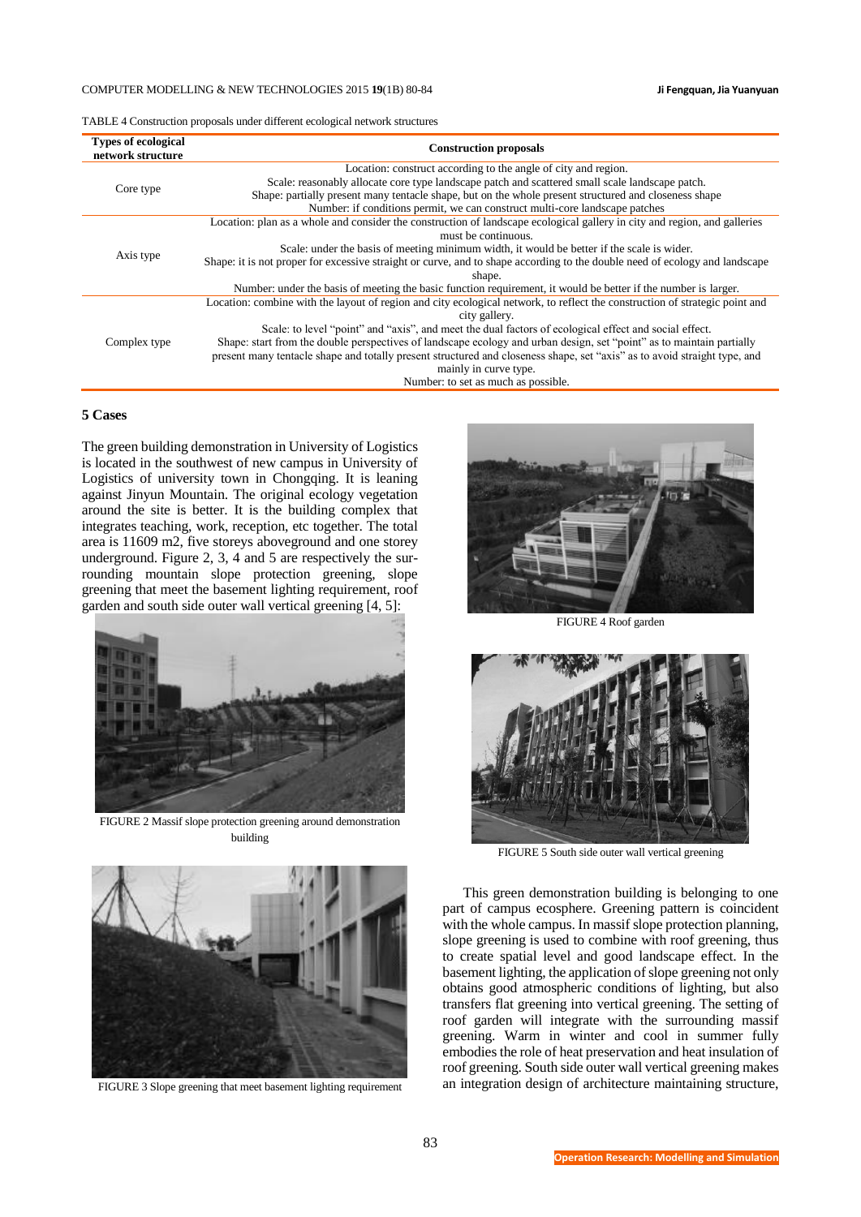TABLE 4 Construction proposals under different ecological network structures

| Types of ecological network structure | Construction proposals |
|---|---|
| Core type | Location: construct according to the angle of city and region. Scale: reasonably allocate core type landscape patch and scattered small scale landscape patch. Shape: partially present many tentacle shape, but on the whole present structured and closeness shape Number: if conditions permit, we can construct multi-core landscape patches |
| Axis type | Location: plan as a whole and consider the construction of landscape ecological gallery in city and region, and galleries must be continuous. Scale: under the basis of meeting minimum width, it would be better if the scale is wider. Shape: it is not proper for excessive straight or curve, and to shape according to the double need of ecology and landscape shape. Number: under the basis of meeting the basic function requirement, it would be better if the number is larger. |
| Complex type | Location: combine with the layout of region and city ecological network, to reflect the construction of strategic point and city gallery. Scale: to level "point" and "axis", and meet the dual factors of ecological effect and social effect. Shape: start from the double perspectives of landscape ecology and urban design, set "point" as to maintain partially present many tentacle shape and totally present structured and closeness shape, set "axis" as to avoid straight type, and mainly in curve type. Number: to set as much as possible. |

## 5 Cases

The green building demonstration in University of Logistics is located in the southwest of new campus in University of Logistics of university town in Chongqing. It is leaning against Jinyun Mountain. The original ecology vegetation around the site is better. It is the building complex that integrates teaching, work, reception, etc together. The total area is 11609 m2, five storeys aboveground and one storey underground. Figure 2, 3, 4 and 5 are respectively the surrounding mountain slope protection greening, slope greening that meet the basement lighting requirement, roof garden and south side outer wall vertical greening [4, 5]:

FIGURE 2 Massif slope protection greening around demonstration building

FIGURE 3 Slope greening that meet basement lighting requirement

FIGURE 4 Roof garden

FIGURE 5 South side outer wall vertical greening

This green demonstration building is belonging to one part of campus ecosphere. Greening pattern is coincident with the whole campus. In massif slope protection planning, slope greening is used to combine with roof greening, thus to create spatial level and good landscape effect. In the basement lighting, the application of slope greening not only obtains good atmospheric conditions of lighting, but also transfers flat greening into vertical greening. The setting of roof garden will integrate with the surrounding massif greening. Warm in winter and cool in summer fully embodies the role of heat preservation and heat insulation of roof greening. South side outer wall vertical greening makes an integration design of architecture maintaining structure,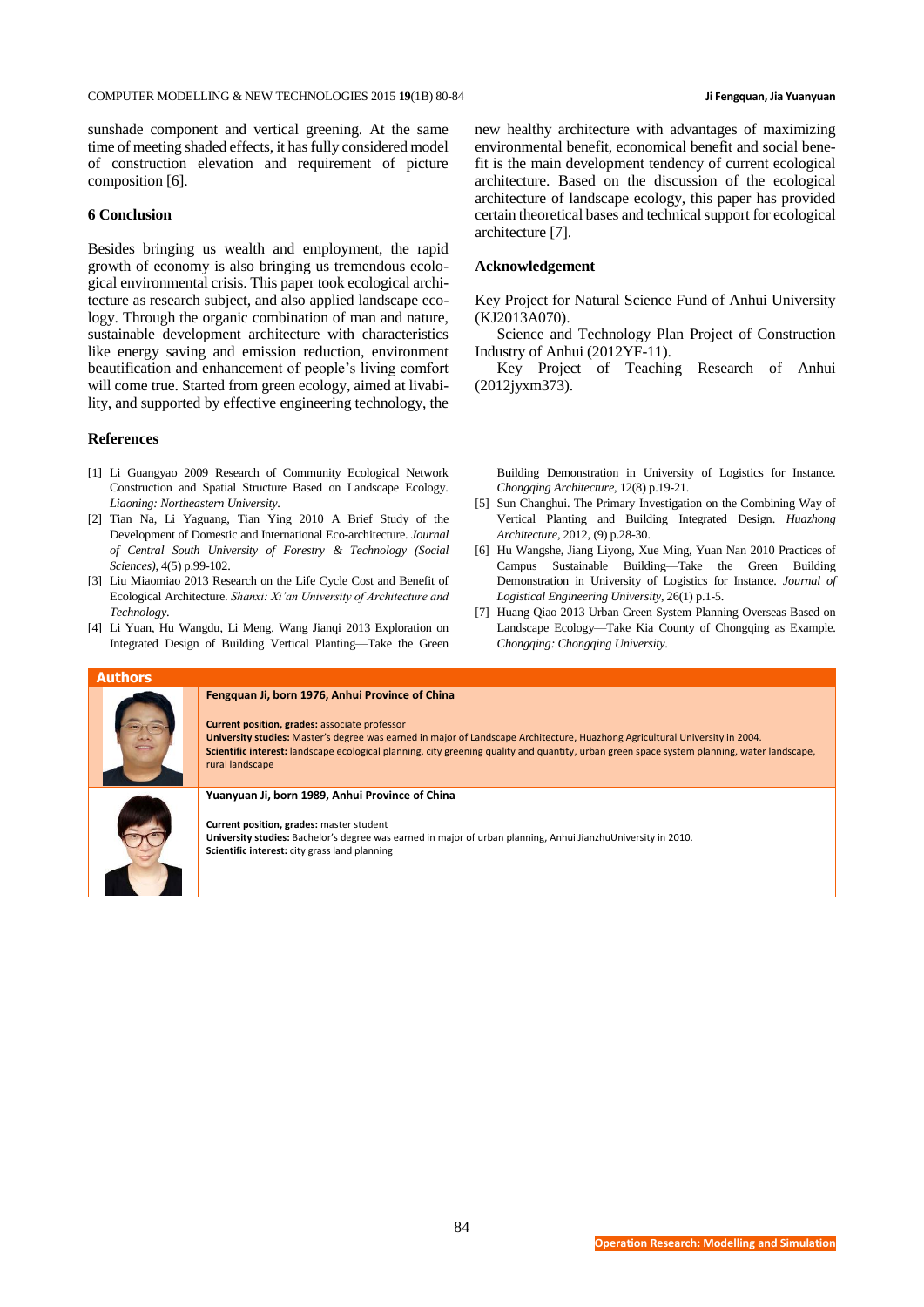sunshade component and vertical greening. At the same time of meeting shaded effects, it has fully considered model of construction elevation and requirement of picture composition [6].

## 6 Conclusion

Besides bringing us wealth and employment, the rapid growth of economy is also bringing us tremendous ecological environmental crisis. This paper took ecological architecture as research subject, and also applied landscape ecology. Through the organic combination of man and nature, sustainable development architecture with characteristics like energy saving and emission reduction, environment beautification and enhancement of people's living comfort will come true. Started from green ecology, aimed at livability, and supported by effective engineering technology, the new healthy architecture with advantages of maximizing environmental benefit, economical benefit and social benefit is the main development tendency of current ecological architecture. Based on the discussion of the ecological architecture of landscape ecology, this paper has provided certain theoretical bases and technical support for ecological architecture [7].

## Acknowledgement

Key Project for Natural Science Fund of Anhui University (KJ2013A070).

Science and Technology Plan Project of Construction Industry of Anhui (2012YF-11).

Key Project of Teaching Research of Anhui (2012jyxm373).

## References

[1] Li Guangyao 2009 Research of Community Ecological Network Construction and Spatial Structure Based on Landscape Ecology. *Liaoning: Northeastern University.*

[2] Tian Na, Li Yaguang, Tian Ying 2010 A Brief Study of the Development of Domestic and International Eco-architecture. *Journal of Central South University of Forestry & Technology (Social Sciences)*, 4(5) p.99-102.

[3] Liu Miaomiao 2013 Research on the Life Cycle Cost and Benefit of Ecological Architecture. *Shanxi: Xi'an University of Architecture and Technology.*

[4] Li Yuan, Hu Wangdu, Li Meng, Wang Jianqi 2013 Exploration on Integrated Design of Building Vertical Planting—Take the Green Building Demonstration in University of Logistics for Instance. *Chongqing Architecture*, 12(8) p.19-21.

[5] Sun Changhui. The Primary Investigation on the Combining Way of Vertical Planting and Building Integrated Design. *Huazhong Architecture*, 2012, (9) p.28-30.

[6] Hu Wangshe, Jiang Liyong, Xue Ming, Yuan Nan 2010 Practices of Campus Sustainable Building—Take the Green Building Demonstration in University of Logistics for Instance. *Journal of Logistical Engineering University*, 26(1) p.1-5.

[7] Huang Qiao 2013 Urban Green System Planning Overseas Based on Landscape Ecology—Take Kia County of Chongqing as Example. *Chongqing: Chongqing University.*

## Authors

**Fengquan Ji, born 1976, Anhui Province of China**

**Current position, grades:** associate professor
**University studies:** Master's degree was earned in major of Landscape Architecture, Huazhong Agricultural University in 2004.
**Scientific interest:** landscape ecological planning, city greening quality and quantity, urban green space system planning, water landscape, rural landscape

**Yuanyuan Ji, born 1989, Anhui Province of China**

**Current position, grades:** master student
**University studies:** Bachelor's degree was earned in major of urban planning, Anhui JianzhuUniversity in 2010.
**Scientific interest:** city grass land planning